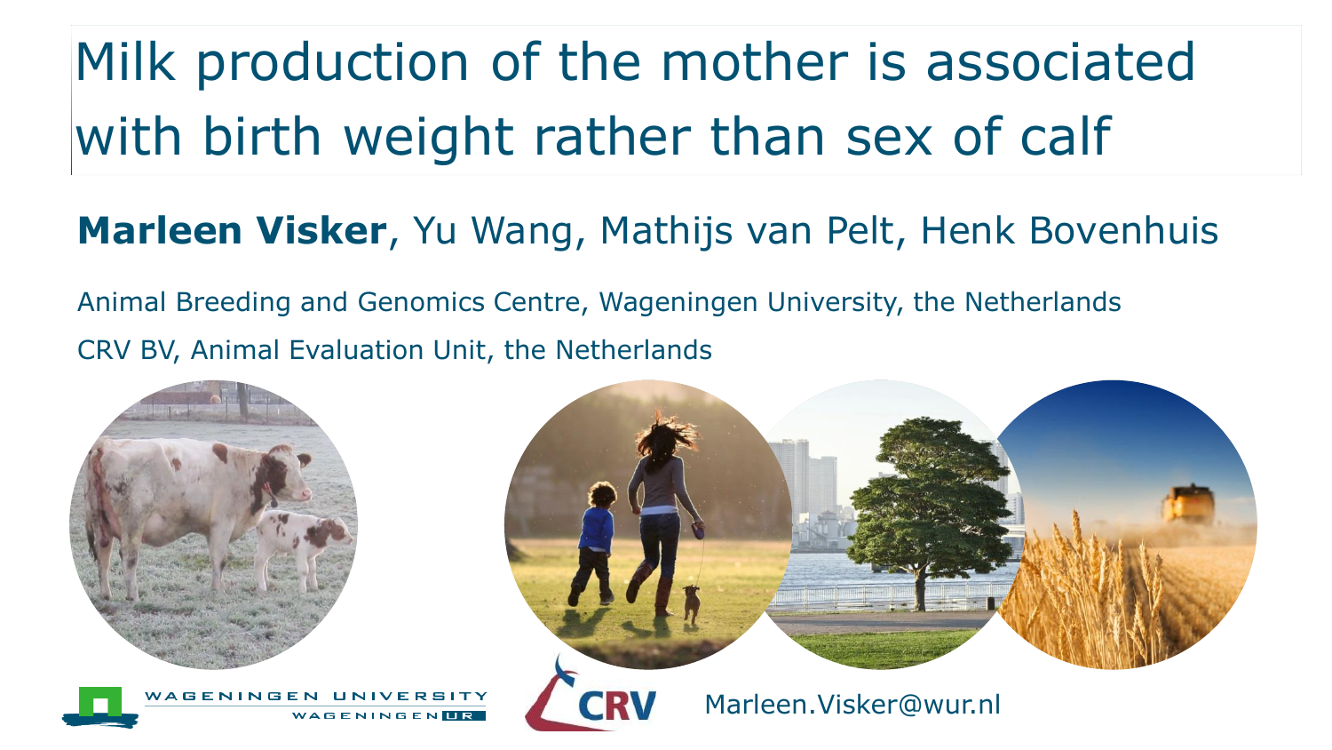# Milk production of the mother is associated with birth weight rather than sex of calf

**Marleen Visker**, Yu Wang, Mathijs van Pelt, Henk Bovenhuis

Animal Breeding and Genomics Centre, Wageningen University, the Netherlands

CRV BV, Animal Evaluation Unit, the Netherlands

Marleen.Visker@wur.nl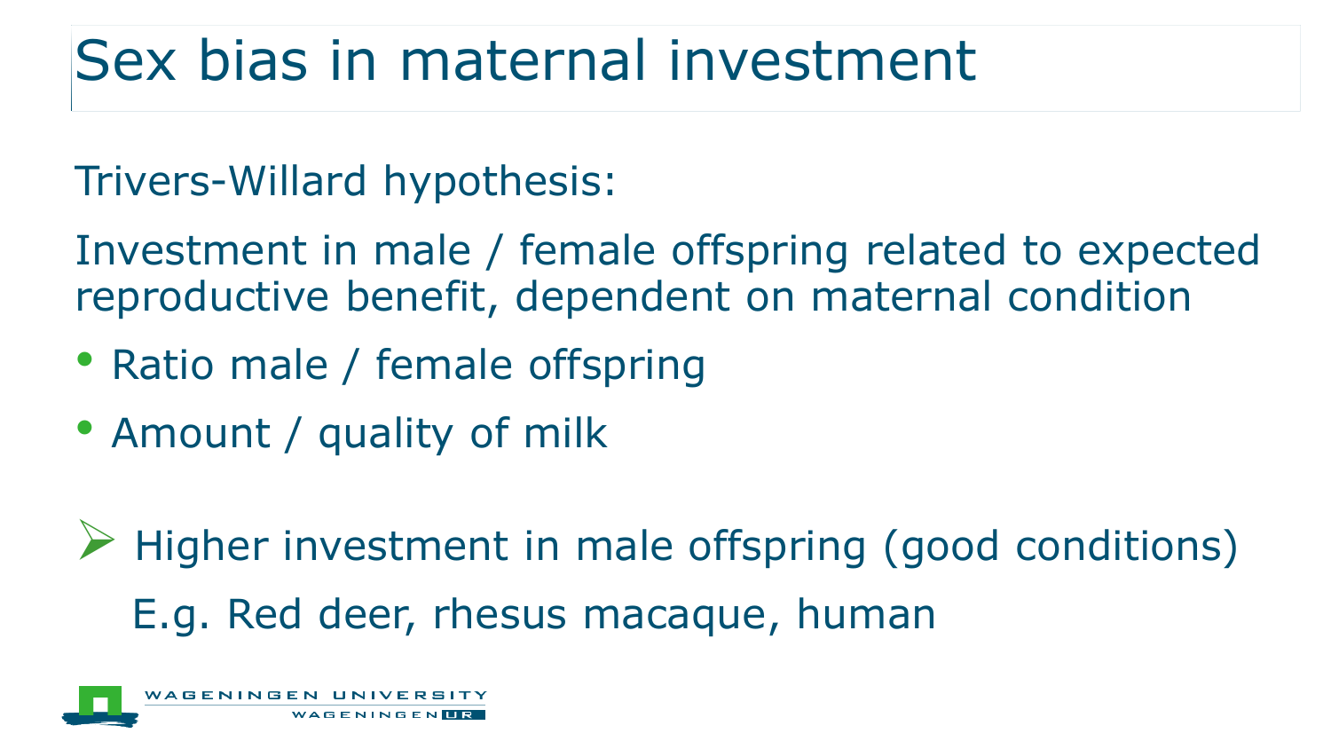# Sex bias in maternal investment

Trivers-Willard hypothesis:

Investment in male / female offspring related to expected reproductive benefit, dependent on maternal condition

- Ratio male / female offspring
- Amount / quality of milk

➢ Higher investment in male offspring (good conditions)

E.g. Red deer, rhesus macaque, human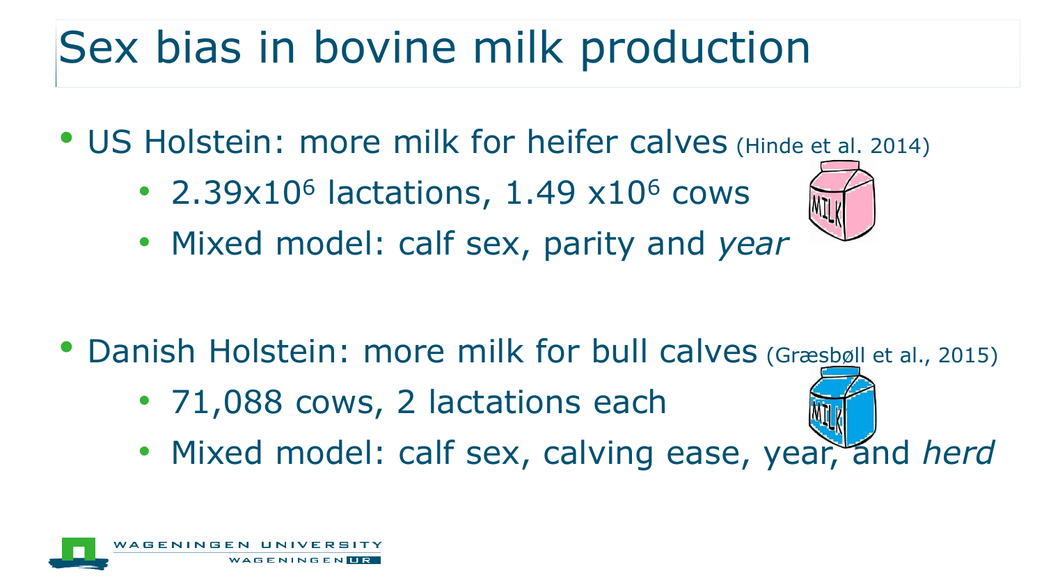# Sex bias in bovine milk production

- US Holstein: more milk for heifer calves (Hinde et al. 2014)
  - $2.39 \times 10^6$ lactations, $1.49 \times 10^6$ cows
  - Mixed model: calf sex, parity and *year*

- Danish Holstein: more milk for bull calves (Græsbøll et al., 2015)
  - 71,088 cows, 2 lactations each
  - Mixed model: calf sex, calving ease, year, and *herd*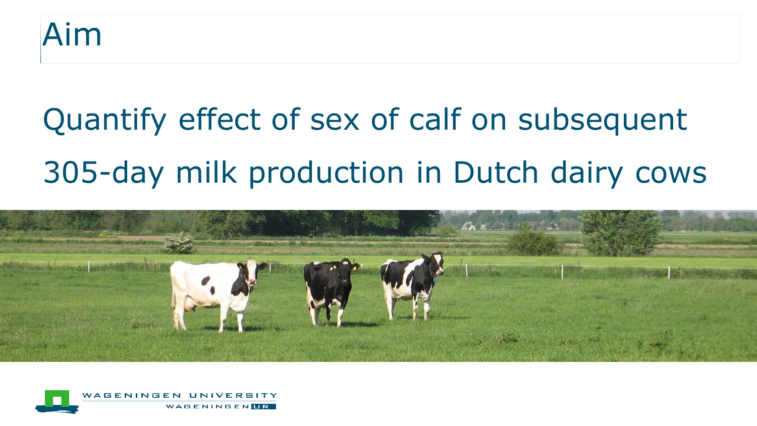# Aim

Quantify effect of sex of calf on subsequent 305-day milk production in Dutch dairy cows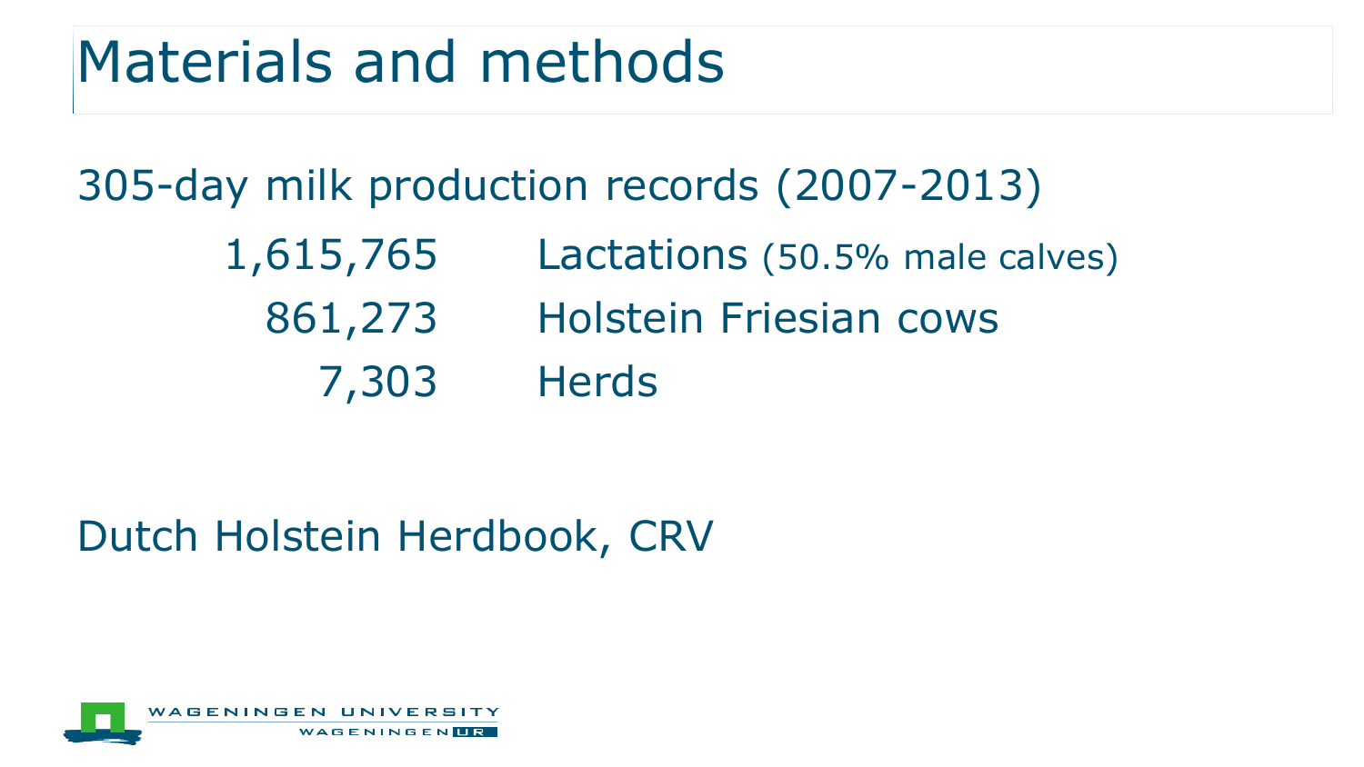# Materials and methods

305-day milk production records (2007-2013)

| | |
|---|---|
| 1,615,765 | Lactations (50.5% male calves) |
| 861,273 | Holstein Friesian cows |
| 7,303 | Herds |

Dutch Holstein Herdbook, CRV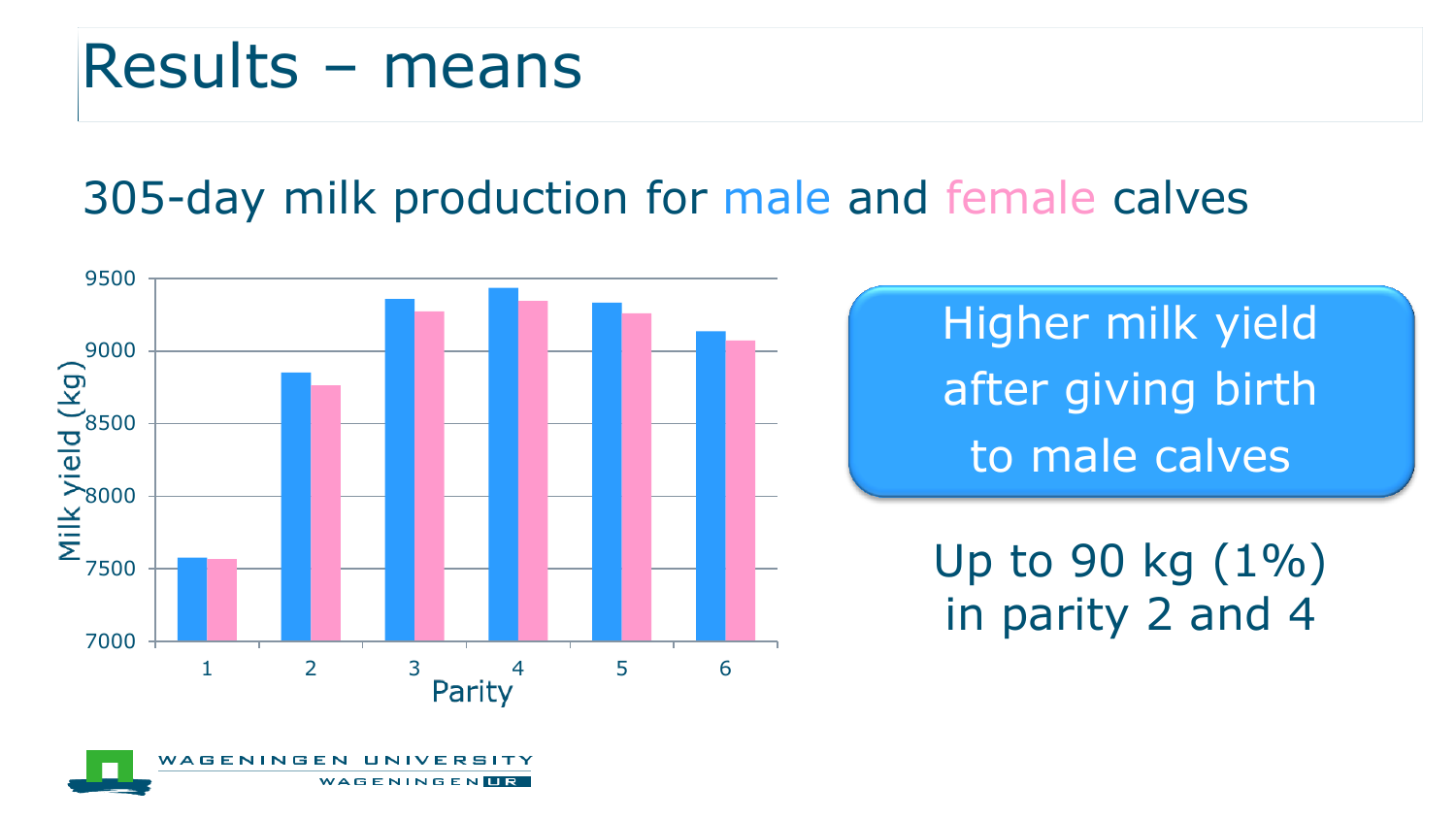# Results – means

## 305-day milk production for male and female calves

Higher milk yield after giving birth to male calves

Up to 90 kg (1%) in parity 2 and 4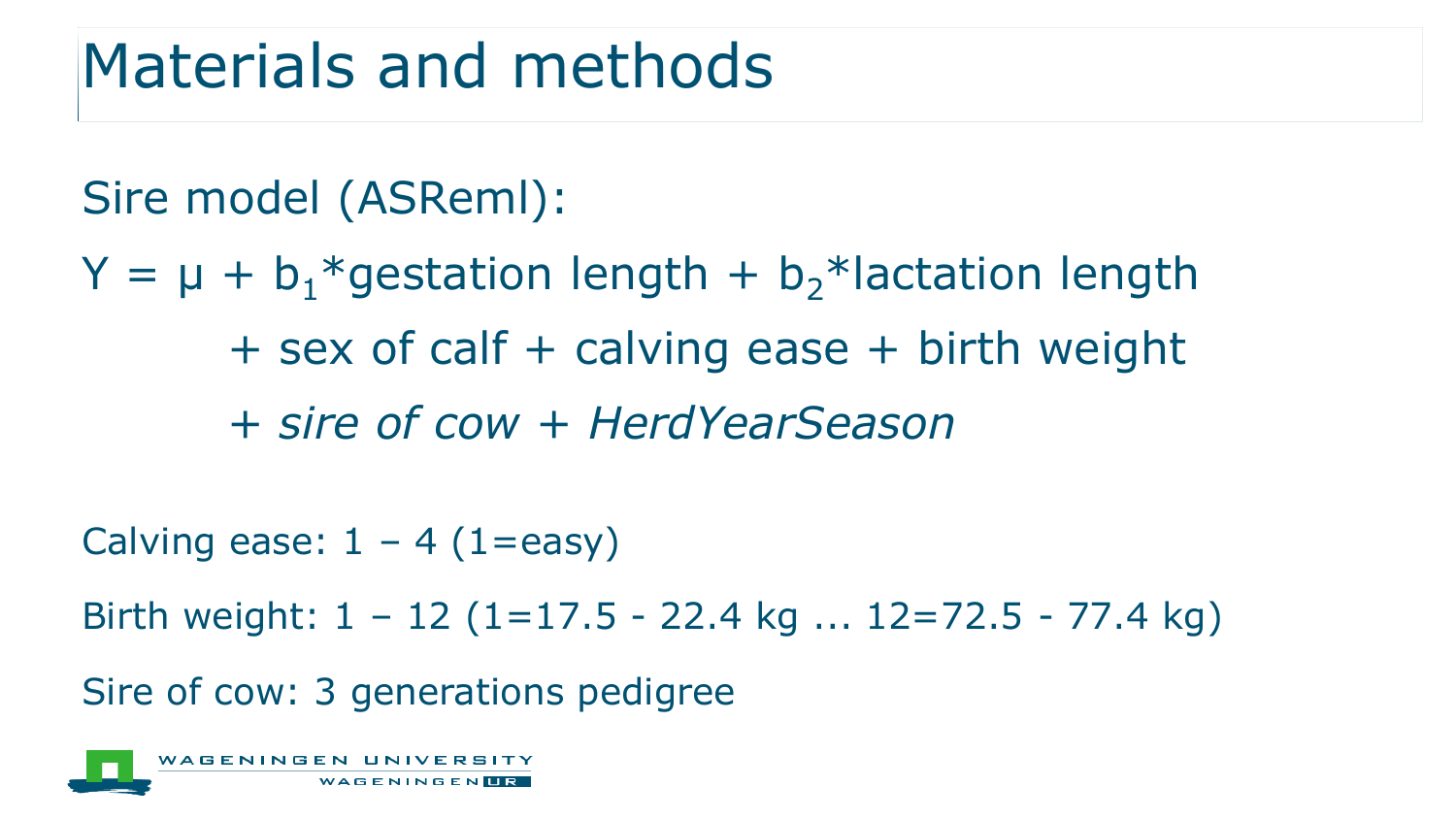# Materials and methods

Sire model (ASReml):

$$Y = \mu + b_1\text{*gestation length} + b_2\text{*lactation length} + \text{sex of calf} + \text{calving ease} + \text{birth weight} + \textit{sire of cow} + \textit{HerdYearSeason}$$

Calving ease: 1 – 4 (1=easy)

Birth weight: 1 – 12 (1=17.5 - 22.4 kg ... 12=72.5 - 77.4 kg)

Sire of cow: 3 generations pedigree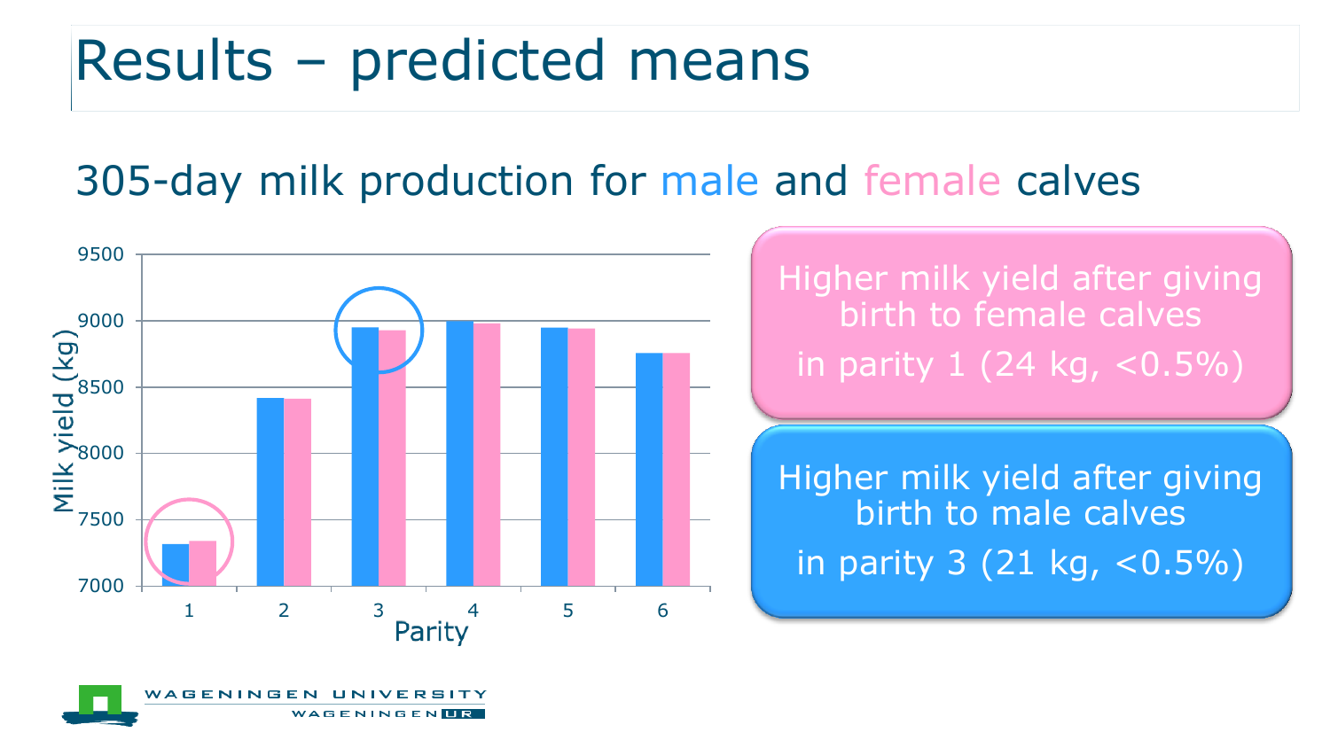# Results – predicted means

## 305-day milk production for male and female calves

Milk yield (kg)

9500
9000
8500
8000
7500
7000

1 2 3 4 5 6

Parity

Higher milk yield after giving birth to female calves

in parity 1 (24 kg, <0.5%)

Higher milk yield after giving birth to male calves

in parity 3 (21 kg, <0.5%)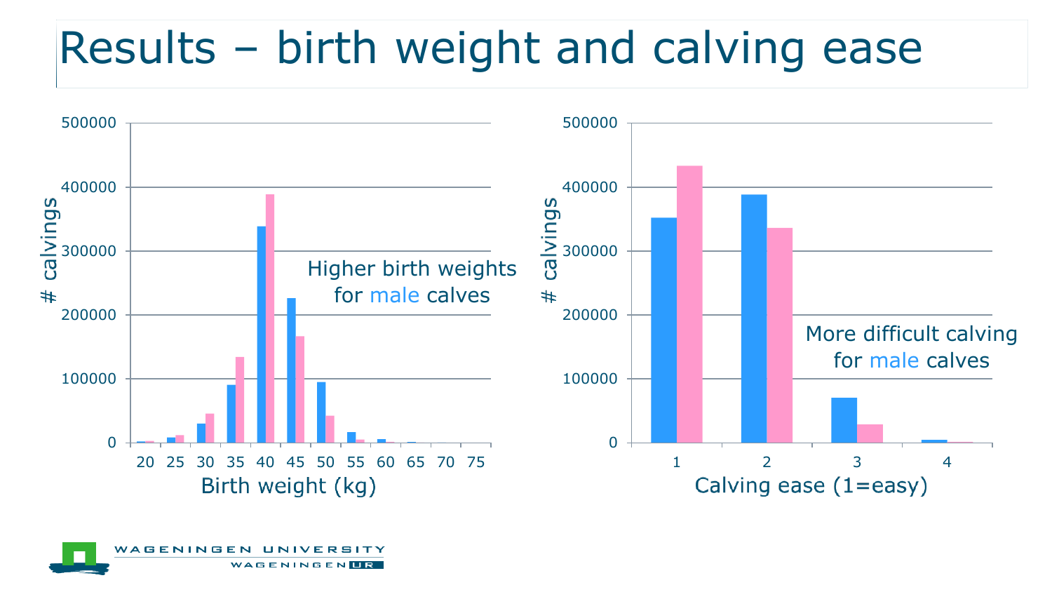# Results – birth weight and calving ease

Higher birth weights for male calves

More difficult calving for male calves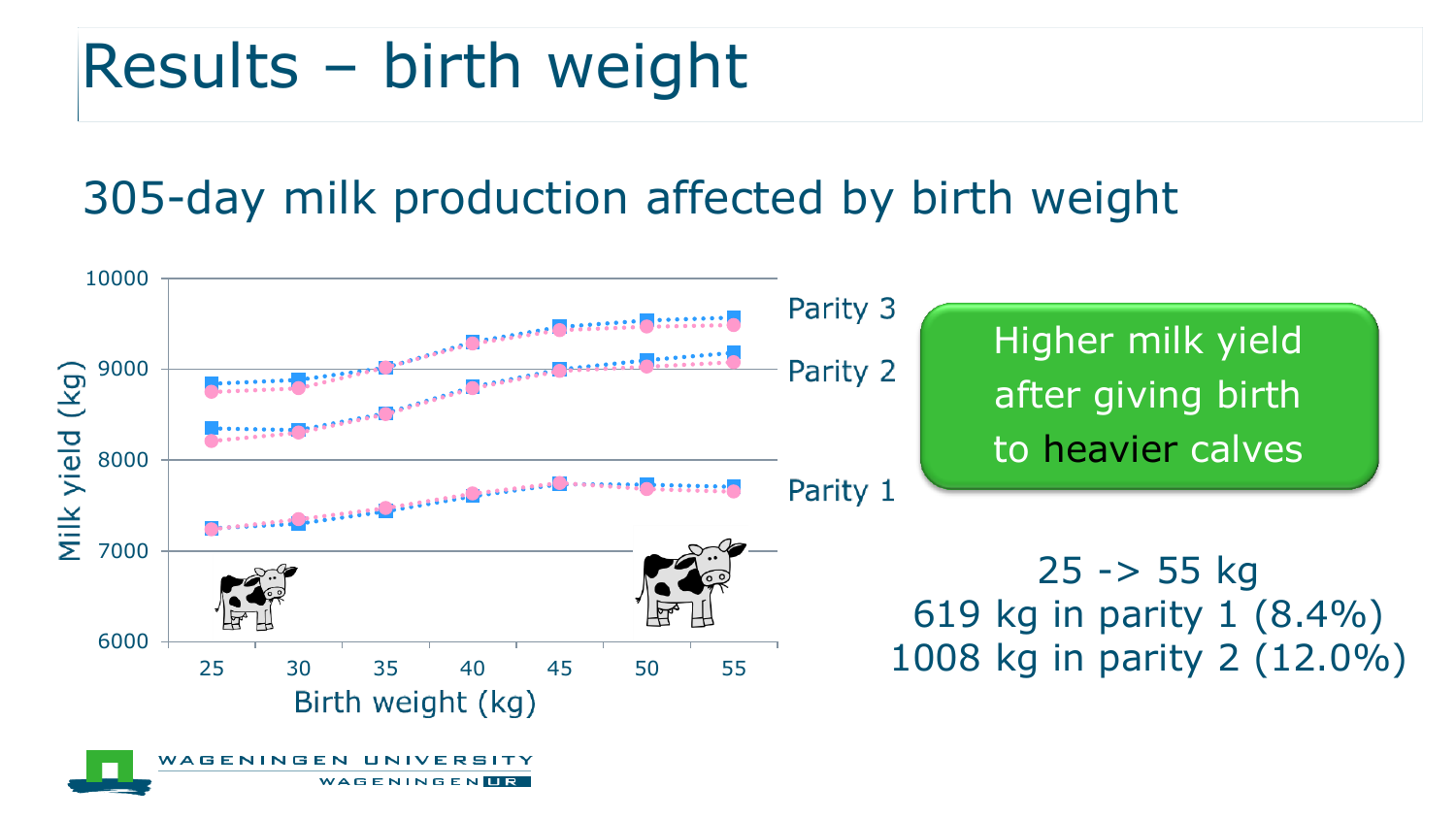# Results – birth weight

## 305-day milk production affected by birth weight

Higher milk yield after giving birth to heavier calves

25 -> 55 kg

619 kg in parity 1 (8.4%)

1008 kg in parity 2 (12.0%)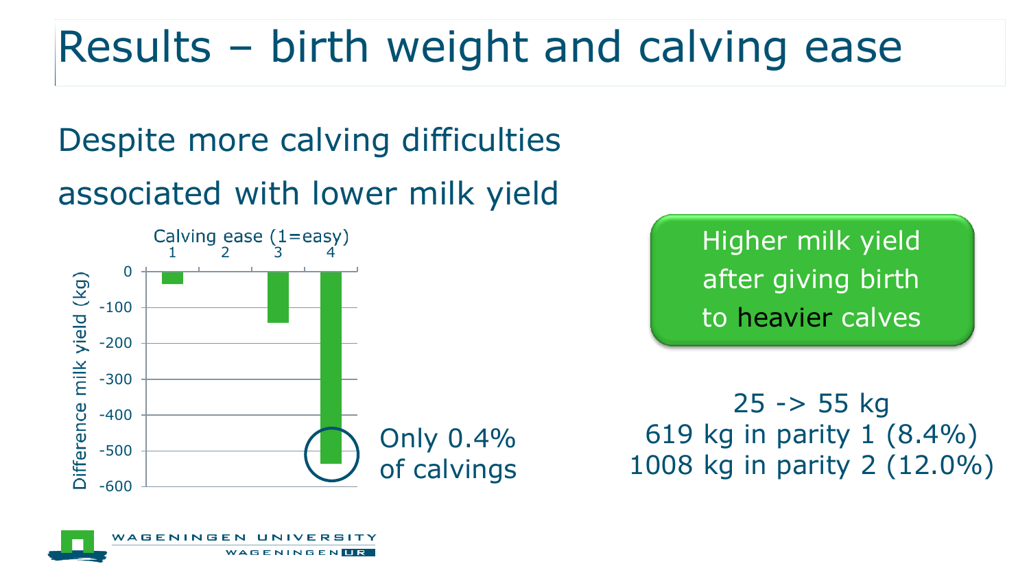# Results – birth weight and calving ease

Despite more calving difficulties associated with lower milk yield

Calving ease (1=easy)

| Calving ease | 1 | 2 | 3 | 4 |
|---|---|---|---|---|
| Difference milk yield (kg) | ≈ -35 | 0 | ≈ -145 | ≈ -535 |

Only 0.4% of calvings

Higher milk yield after giving birth to heavier calves

25 -> 55 kg
619 kg in parity 1 (8.4%)
1008 kg in parity 2 (12.0%)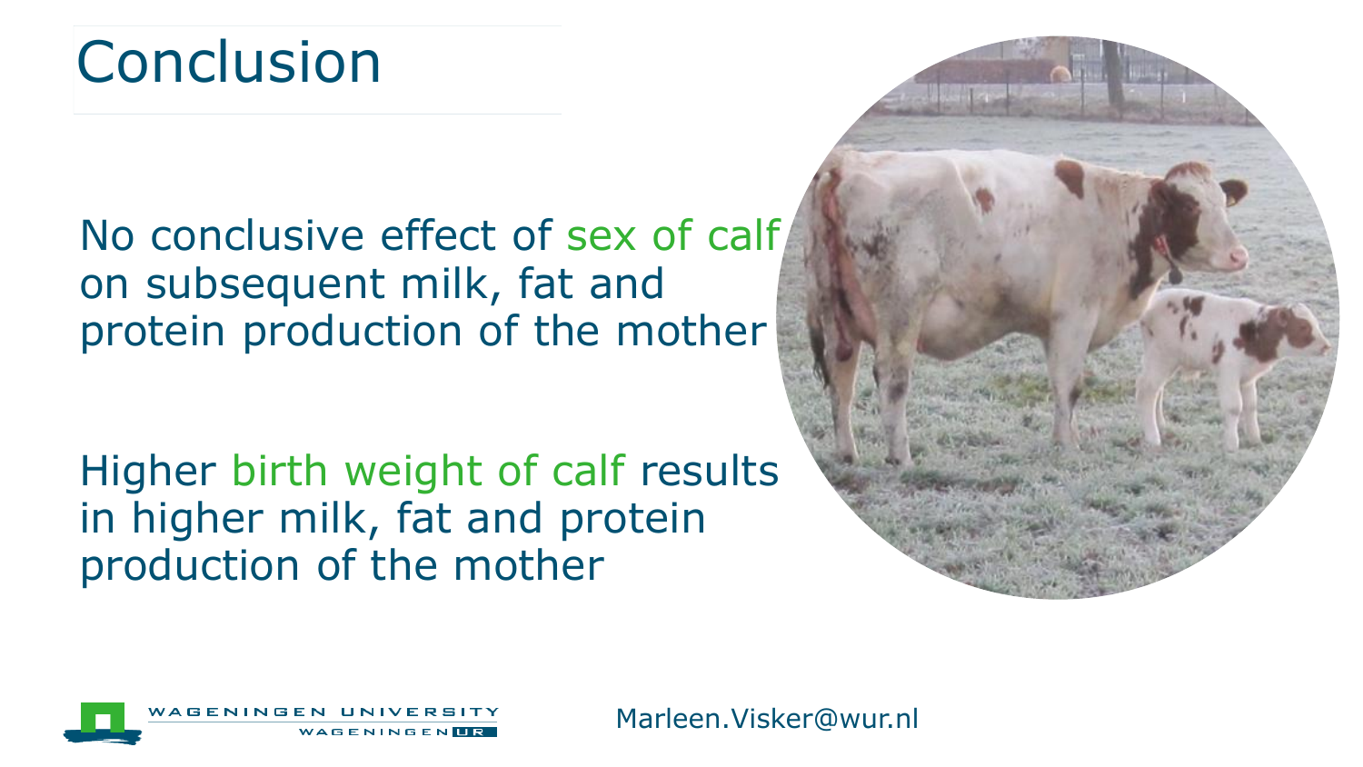# Conclusion

No conclusive effect of sex of calf on subsequent milk, fat and protein production of the mother

Higher birth weight of calf results in higher milk, fat and protein production of the mother

Marleen.Visker@wur.nl